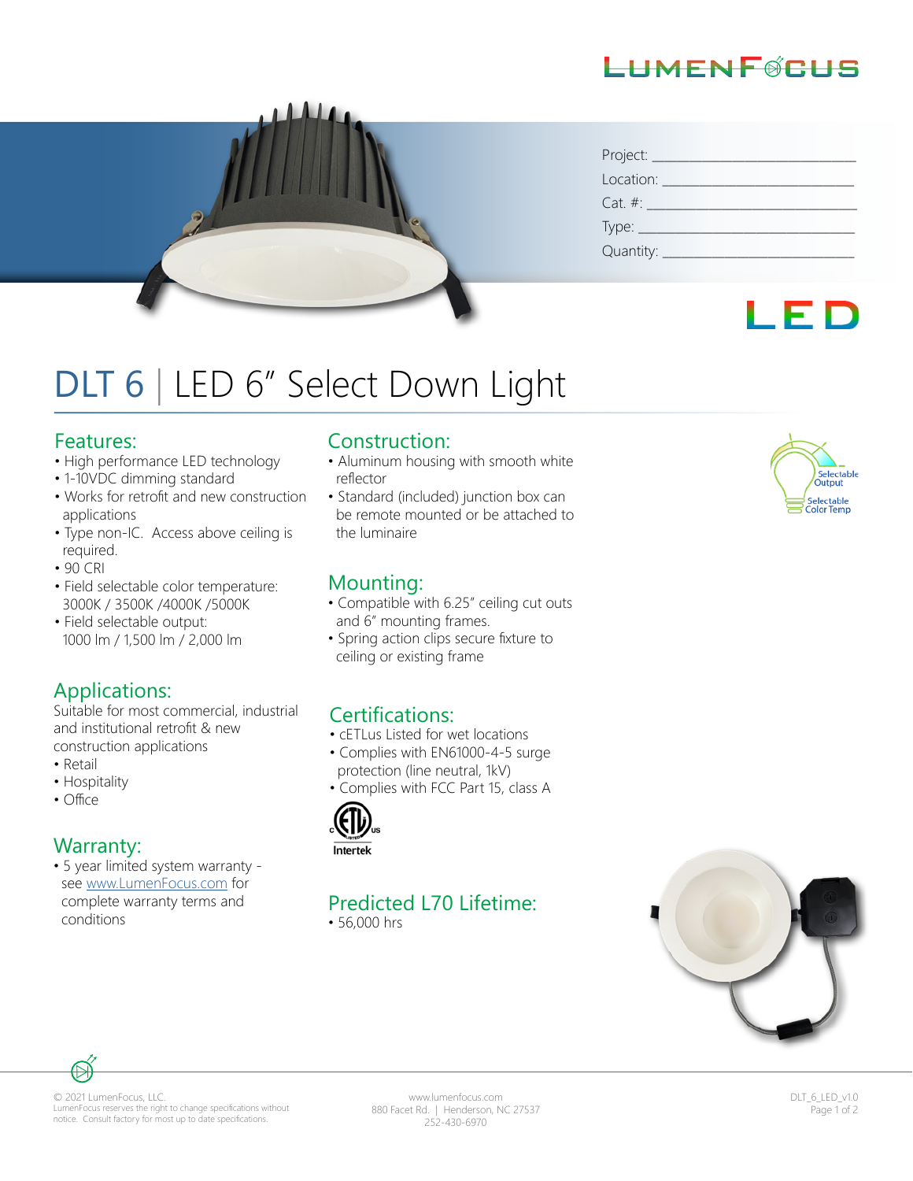LUMENFOCUS

Project: ____________________

Location: ____________________

Cat. #: ____________________

Type: ____________________

Quantity: ____________________

LED

# DLT 6 | LED 6" Select Down Light

## Features:

- High performance LED technology
- 1-10VDC dimming standard
- Works for retrofit and new construction applications
- Type non-IC. Access above ceiling is required.
- 90 CRI
- Field selectable color temperature: 3000K / 3500K /4000K /5000K
- Field selectable output: 1000 lm / 1,500 lm / 2,000 lm

## Applications:

Suitable for most commercial, industrial and institutional retrofit & new construction applications

- Retail
- Hospitality
- Office

## Warranty:

- 5 year limited system warranty - see www.LumenFocus.com for complete warranty terms and conditions

## Construction:

- Aluminum housing with smooth white reflector
- Standard (included) junction box can be remote mounted or be attached to the luminaire

## Mounting:

- Compatible with 6.25" ceiling cut outs and 6" mounting frames.
- Spring action clips secure fixture to ceiling or existing frame

## Certifications:

- cETLus Listed for wet locations
- Complies with EN61000-4-5 surge protection (line neutral, 1kV)
- Complies with FCC Part 15, class A

Intertek

## Predicted L70 Lifetime:

- 56,000 hrs

Selectable Output

Selectable Color Temp

© 2021 LumenFocus, LLC.
LumenFocus reserves the right to change specifications without notice. Consult factory for most up to date specifications.

www.lumenfocus.com
880 Facet Rd. | Henderson, NC 27537
252-430-6970

DLT_6_LED_v1.0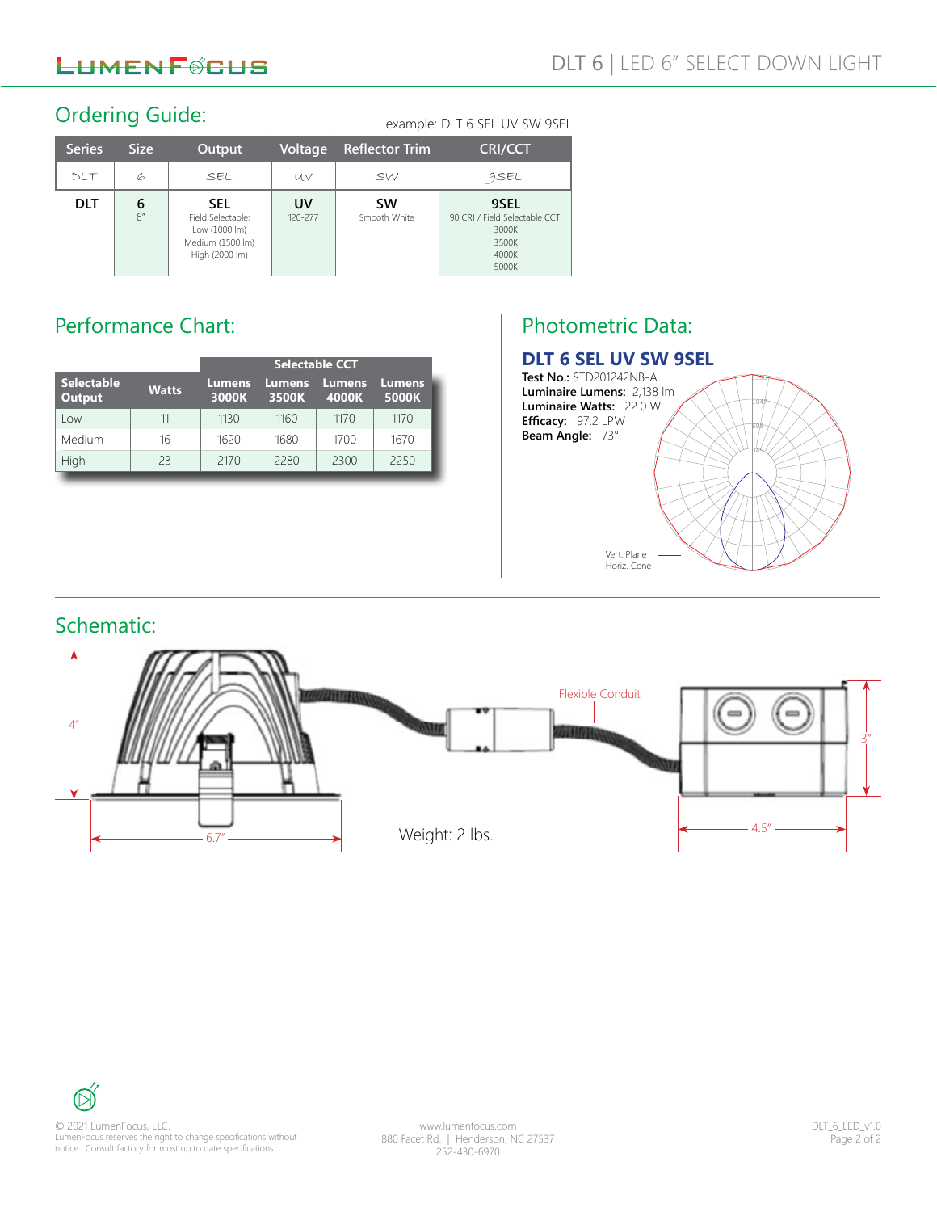# DLT 6 | LED 6" SELECT DOWN LIGHT

## Ordering Guide:

example: DLT 6 SEL UV SW 9SEL

| Series | Size | Output | Voltage | Reflector Trim | CRI/CCT |
|---|---|---|---|---|---|
| DLT | 6 | SEL | UV | SW | 9SEL |
| **DLT** | **6** 6" | **SEL** Field Selectable: Low (1000 lm) Medium (1500 lm) High (2000 lm) | **UV** 120-277 | **SW** Smooth White | **9SEL** 90 CRI / Field Selectable CCT: 3000K 3500K 4000K 5000K |

## Performance Chart:

| | | Selectable CCT | | | |
|---|---|---|---|---|---|
| **Selectable Output** | **Watts** | **Lumens 3000K** | **Lumens 3500K** | **Lumens 4000K** | **Lumens 5000K** |
| Low | 11 | 1130 | 1160 | 1170 | 1170 |
| Medium | 16 | 1620 | 1680 | 1700 | 1670 |
| High | 23 | 2170 | 2280 | 2300 | 2250 |

## Photometric Data:

### DLT 6 SEL UV SW 9SEL

**Test No.:** STD201242NB-A
**Luminaire Lumens:** 2,138 lm
**Luminaire Watts:** 22.0 W
**Efficacy:** 97.2 LPW
**Beam Angle:** 73°

1396
1047
698
349

Vert. Plane
Horiz. Cone

## Schematic:

Flexible Conduit

4"

3"

6.7"

4.5"

Weight: 2 lbs.

© 2021 LumenFocus, LLC.
LumenFocus reserves the right to change specifications without notice. Consult factory for most up to date specifications.

www.lumenfocus.com
880 Facet Rd. | Henderson, NC 27537
252-430-6970

DLT_6_LED_v1.0